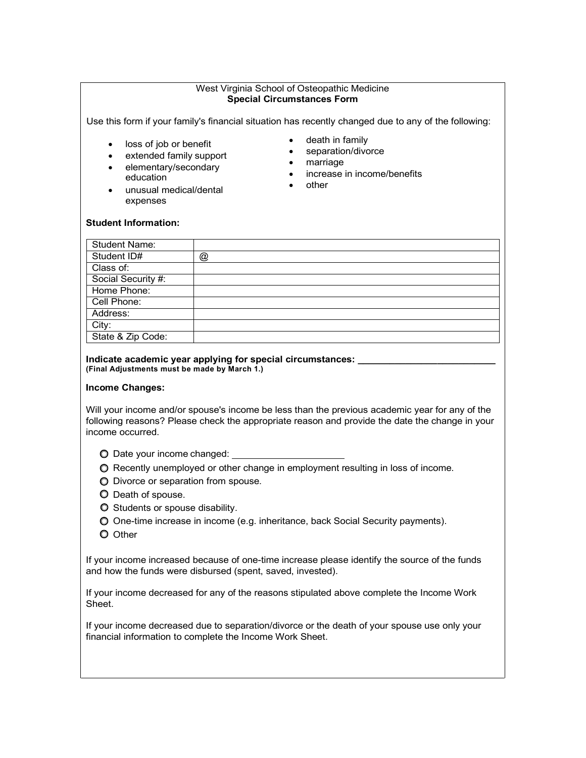West Virginia School of Osteopathic Medicine

**Special Circumstances Form**

Use this form if your family's financial situation has recently changed due to any of the following:

- loss of job or benefit
- extended family support
- elementary/secondary education
- unusual medical/dental expenses
- death in family
- separation/divorce
- marriage
- increase in income/benefits
- other

**Student Information:**

| Student Name: | |
|---|---|
| Student ID# | @ |
| Class of: | |
| Social Security #: | |
| Home Phone: | |
| Cell Phone: | |
| Address: | |
| City: | |
| State & Zip Code: | |

**Indicate academic year applying for special circumstances: ___________________________**
**(Final Adjustments must be made by March 1.)**

**Income Changes:**

Will your income and/or spouse's income be less than the previous academic year for any of the following reasons? Please check the appropriate reason and provide the date the change in your income occurred.

- ○ Date your income changed: ______________________
- ○ Recently unemployed or other change in employment resulting in loss of income.
- ○ Divorce or separation from spouse.
- ○ Death of spouse.
- ○ Students or spouse disability.
- ○ One-time increase in income (e.g. inheritance, back Social Security payments).
- ○ Other

If your income increased because of one-time increase please identify the source of the funds and how the funds were disbursed (spent, saved, invested).

If your income decreased for any of the reasons stipulated above complete the Income Work Sheet.

If your income decreased due to separation/divorce or the death of your spouse use only your financial information to complete the Income Work Sheet.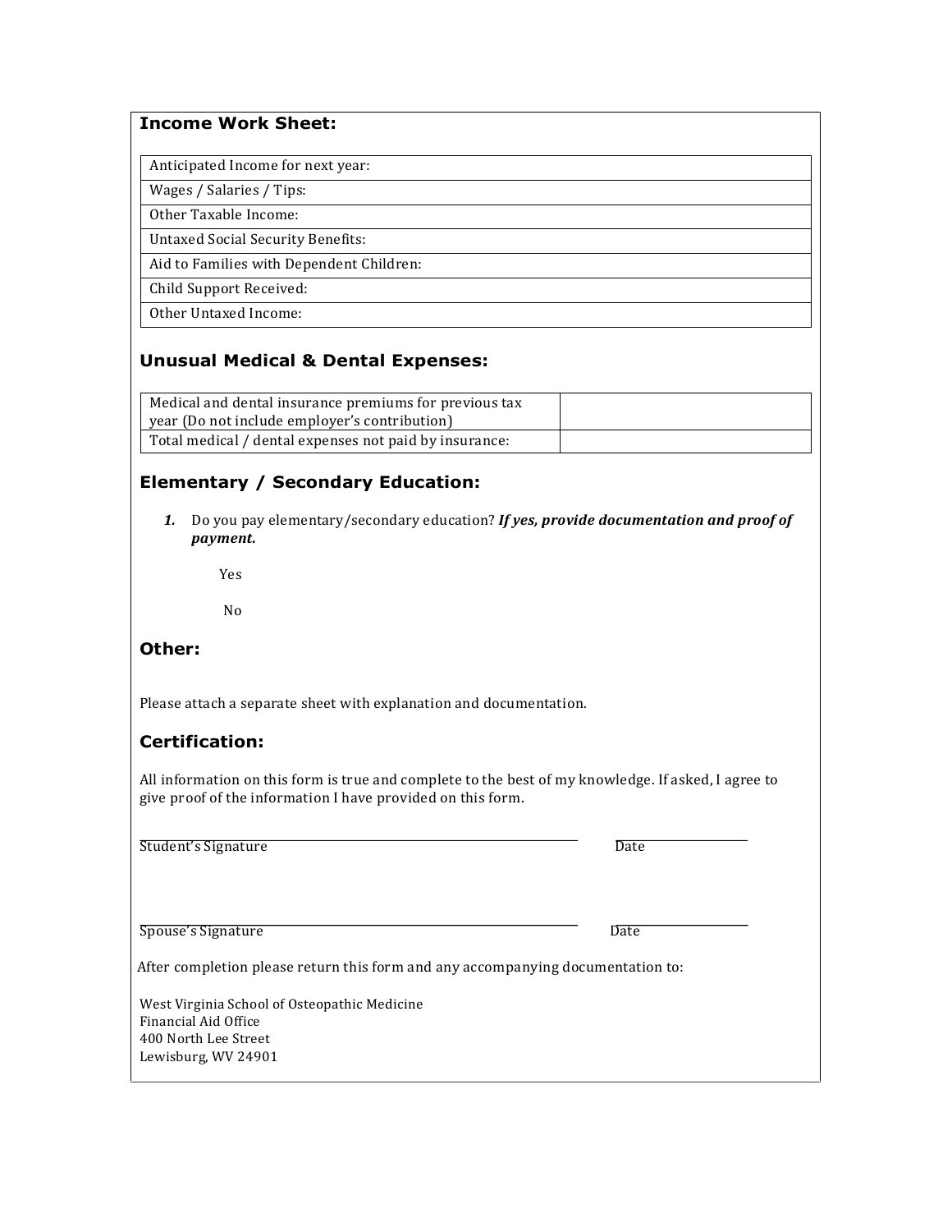## Income Work Sheet:

| |
|---|
| Anticipated Income for next year: |
| Wages / Salaries / Tips: |
| Other Taxable Income: |
| Untaxed Social Security Benefits: |
| Aid to Families with Dependent Children: |
| Child Support Received: |
| Other Untaxed Income: |

## Unusual Medical & Dental Expenses:

| | |
|---|---|
| Medical and dental insurance premiums for previous tax year (Do not include employer's contribution) | |
| Total medical / dental expenses not paid by insurance: | |

## Elementary / Secondary Education:

1. Do you pay elementary/secondary education? ***If yes, provide documentation and proof of payment.***

   Yes

   No

## Other:

Please attach a separate sheet with explanation and documentation.

## Certification:

All information on this form is true and complete to the best of my knowledge. If asked, I agree to give proof of the information I have provided on this form.

Student's Signature _______________________ Date __________

Spouse's Signature _______________________ Date __________

After completion please return this form and any accompanying documentation to:

West Virginia School of Osteopathic Medicine
Financial Aid Office
400 North Lee Street
Lewisburg, WV 24901